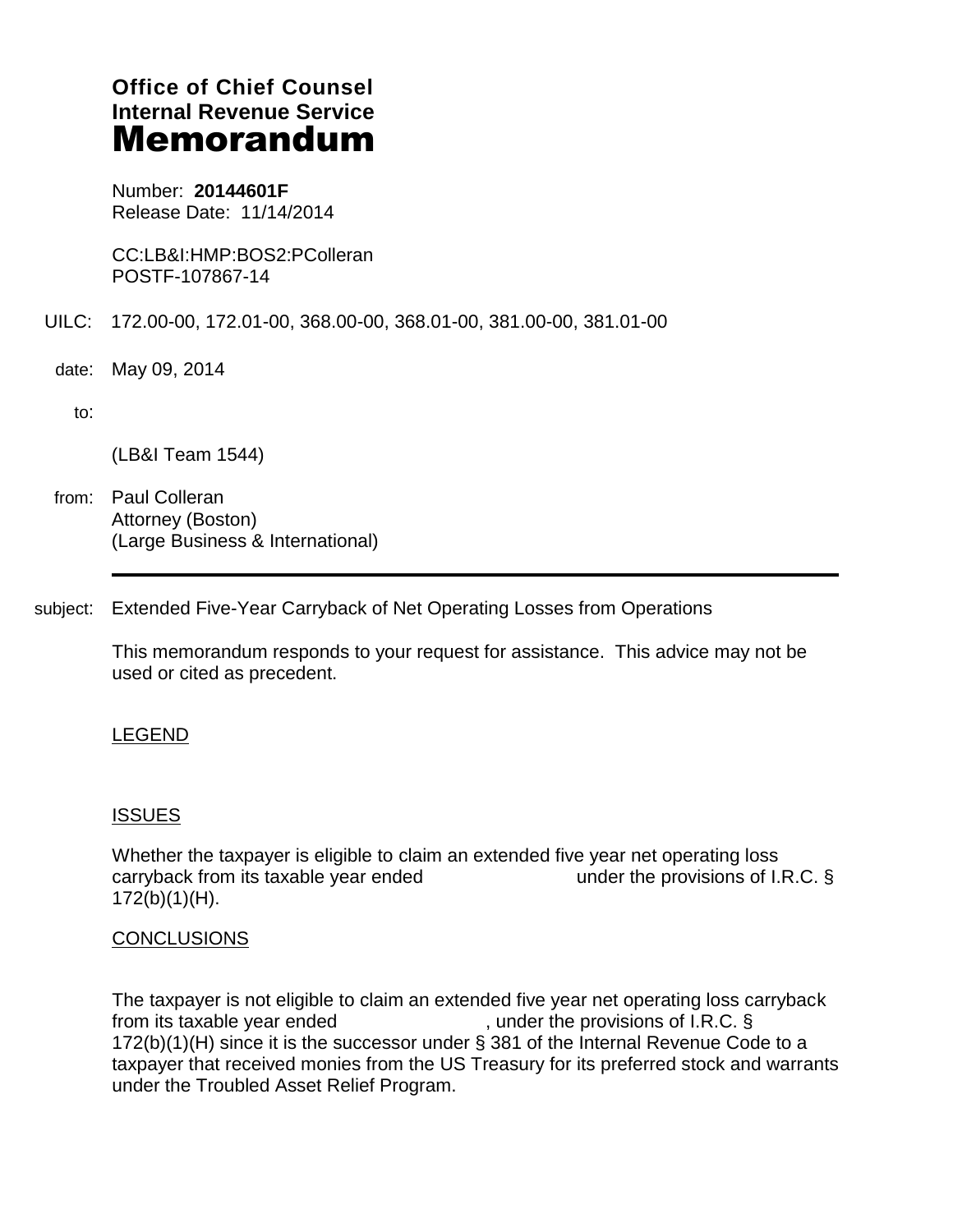**Office of Chief Counsel**
**Internal Revenue Service**
# Memorandum

Number: **20144601F**
Release Date: 11/14/2014

CC:LB&I:HMP:BOS2:PColleran
POSTF-107867-14

UILC: 172.00-00, 172.01-00, 368.00-00, 368.01-00, 381.00-00, 381.01-00

date: May 09, 2014

to:

(LB&I Team 1544)

from: Paul Colleran
Attorney (Boston)
(Large Business & International)

---

subject: Extended Five-Year Carryback of Net Operating Losses from Operations

This memorandum responds to your request for assistance. This advice may not be used or cited as precedent.

LEGEND

ISSUES

Whether the taxpayer is eligible to claim an extended five year net operating loss carryback from its taxable year ended under the provisions of I.R.C. § 172(b)(1)(H).

CONCLUSIONS

The taxpayer is not eligible to claim an extended five year net operating loss carryback from its taxable year ended , under the provisions of I.R.C. § 172(b)(1)(H) since it is the successor under § 381 of the Internal Revenue Code to a taxpayer that received monies from the US Treasury for its preferred stock and warrants under the Troubled Asset Relief Program.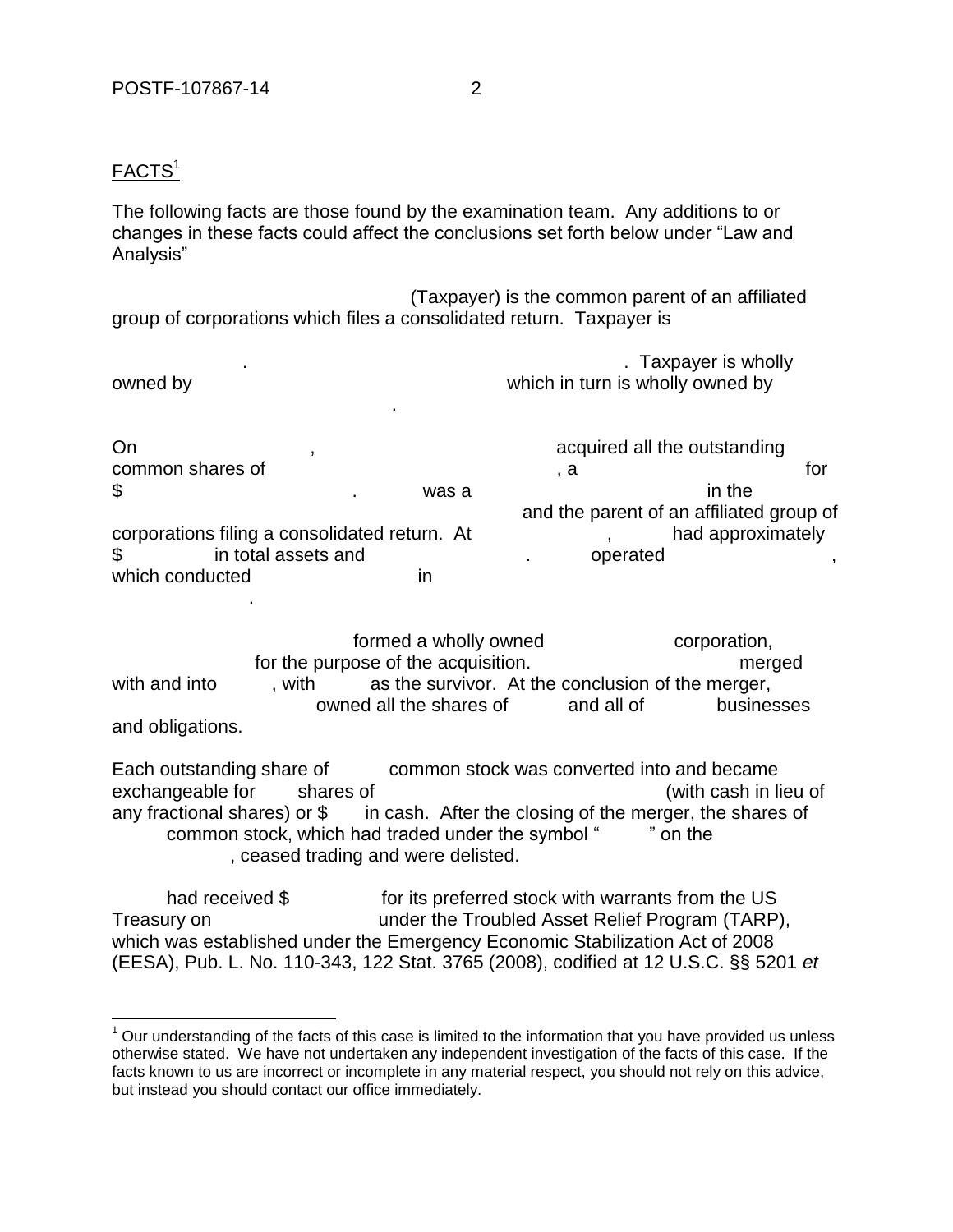## FACTS[1]

The following facts are those found by the examination team. Any additions to or changes in these facts could affect the conclusions set forth below under "Law and Analysis"

(Taxpayer) is the common parent of an affiliated group of corporations which files a consolidated return. Taxpayer is

. . Taxpayer is wholly owned by which in turn is wholly owned by .

On , acquired all the outstanding common shares of , a for $ . was a in the and the parent of an affiliated group of corporations filing a consolidated return. At , had approximately $ in total assets and . operated , which conducted in .

formed a wholly owned corporation, for the purpose of the acquisition. merged with and into , with as the survivor. At the conclusion of the merger, owned all the shares of and all of businesses and obligations.

Each outstanding share of common stock was converted into and became exchangeable for shares of (with cash in lieu of any fractional shares) or $ in cash. After the closing of the merger, the shares of common stock, which had traded under the symbol " " on the , ceased trading and were delisted.

had received $ for its preferred stock with warrants from the US Treasury on under the Troubled Asset Relief Program (TARP), which was established under the Emergency Economic Stabilization Act of 2008 (EESA), Pub. L. No. 110-343, 122 Stat. 3765 (2008), codified at 12 U.S.C. §§ 5201 *et*

[1] Our understanding of the facts of this case is limited to the information that you have provided us unless otherwise stated. We have not undertaken any independent investigation of the facts of this case. If the facts known to us are incorrect or incomplete in any material respect, you should not rely on this advice, but instead you should contact our office immediately.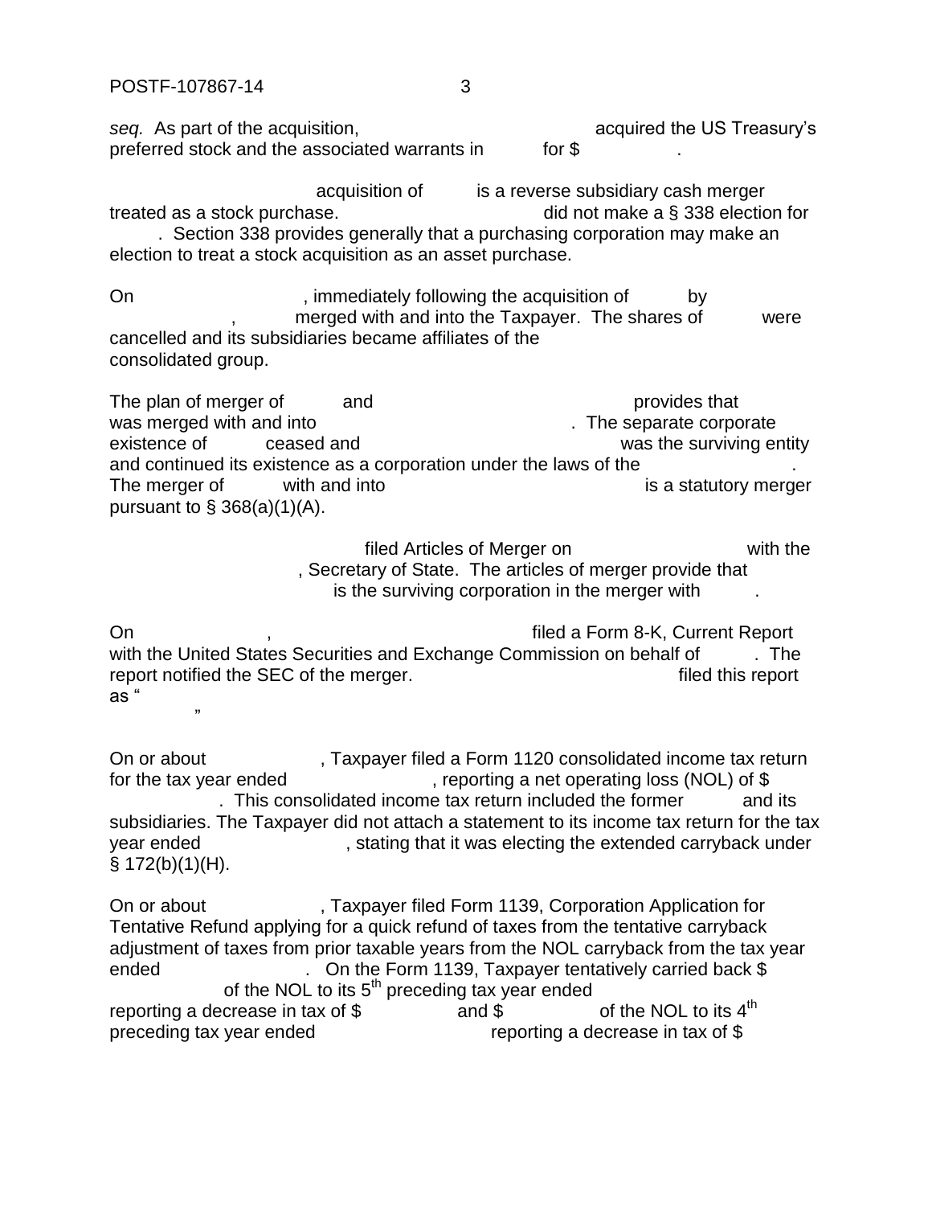*seq.* As part of the acquisition, acquired the US Treasury's preferred stock and the associated warrants in for $ .

acquisition of is a reverse subsidiary cash merger treated as a stock purchase. did not make a § 338 election for . Section 338 provides generally that a purchasing corporation may make an election to treat a stock acquisition as an asset purchase.

On , immediately following the acquisition of by , merged with and into the Taxpayer. The shares of were cancelled and its subsidiaries became affiliates of the consolidated group.

The plan of merger of and provides that was merged with and into . The separate corporate existence of ceased and was the surviving entity and continued its existence as a corporation under the laws of the . The merger of with and into is a statutory merger pursuant to § 368(a)(1)(A).

filed Articles of Merger on with the , Secretary of State. The articles of merger provide that is the surviving corporation in the merger with .

On , filed a Form 8-K, Current Report with the United States Securities and Exchange Commission on behalf of . The report notified the SEC of the merger. filed this report as " "

On or about , Taxpayer filed a Form 1120 consolidated income tax return for the tax year ended , reporting a net operating loss (NOL) of $ . This consolidated income tax return included the former and its subsidiaries. The Taxpayer did not attach a statement to its income tax return for the tax year ended , stating that it was electing the extended carryback under § 172(b)(1)(H).

On or about , Taxpayer filed Form 1139, Corporation Application for Tentative Refund applying for a quick refund of taxes from the tentative carryback adjustment of taxes from prior taxable years from the NOL carryback from the tax year ended . On the Form 1139, Taxpayer tentatively carried back $ of the NOL to its 5th preceding tax year ended reporting a decrease in tax of $ and $ of the NOL to its 4th preceding tax year ended reporting a decrease in tax of $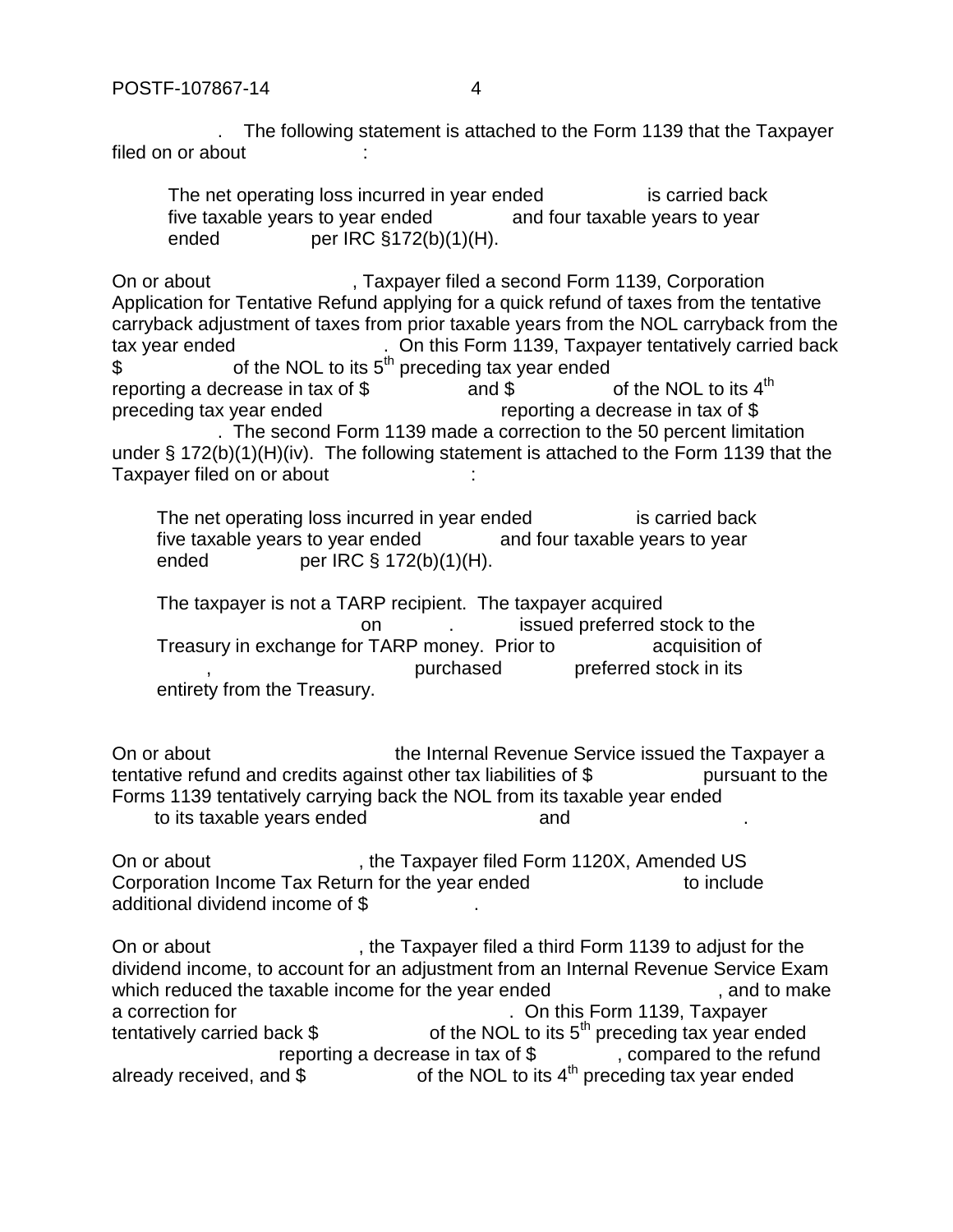. The following statement is attached to the Form 1139 that the Taxpayer filed on or about :

> The net operating loss incurred in year ended is carried back five taxable years to year ended and four taxable years to year ended per IRC §172(b)(1)(H).

On or about , Taxpayer filed a second Form 1139, Corporation Application for Tentative Refund applying for a quick refund of taxes from the tentative carryback adjustment of taxes from prior taxable years from the NOL carryback from the tax year ended . On this Form 1139, Taxpayer tentatively carried back $ of the NOL to its 5th preceding tax year ended reporting a decrease in tax of $ and $ of the NOL to its 4th preceding tax year ended reporting a decrease in tax of $ . The second Form 1139 made a correction to the 50 percent limitation under § 172(b)(1)(H)(iv). The following statement is attached to the Form 1139 that the Taxpayer filed on or about :

> The net operating loss incurred in year ended is carried back five taxable years to year ended and four taxable years to year ended per IRC § 172(b)(1)(H).
>
> The taxpayer is not a TARP recipient. The taxpayer acquired on . issued preferred stock to the Treasury in exchange for TARP money. Prior to acquisition of , purchased preferred stock in its entirety from the Treasury.

On or about the Internal Revenue Service issued the Taxpayer a tentative refund and credits against other tax liabilities of $ pursuant to the Forms 1139 tentatively carrying back the NOL from its taxable year ended to its taxable years ended and .

On or about , the Taxpayer filed Form 1120X, Amended US Corporation Income Tax Return for the year ended to include additional dividend income of $ .

On or about , the Taxpayer filed a third Form 1139 to adjust for the dividend income, to account for an adjustment from an Internal Revenue Service Exam which reduced the taxable income for the year ended , and to make a correction for . On this Form 1139, Taxpayer tentatively carried back $ of the NOL to its 5th preceding tax year ended reporting a decrease in tax of $ , compared to the refund already received, and $ of the NOL to its 4th preceding tax year ended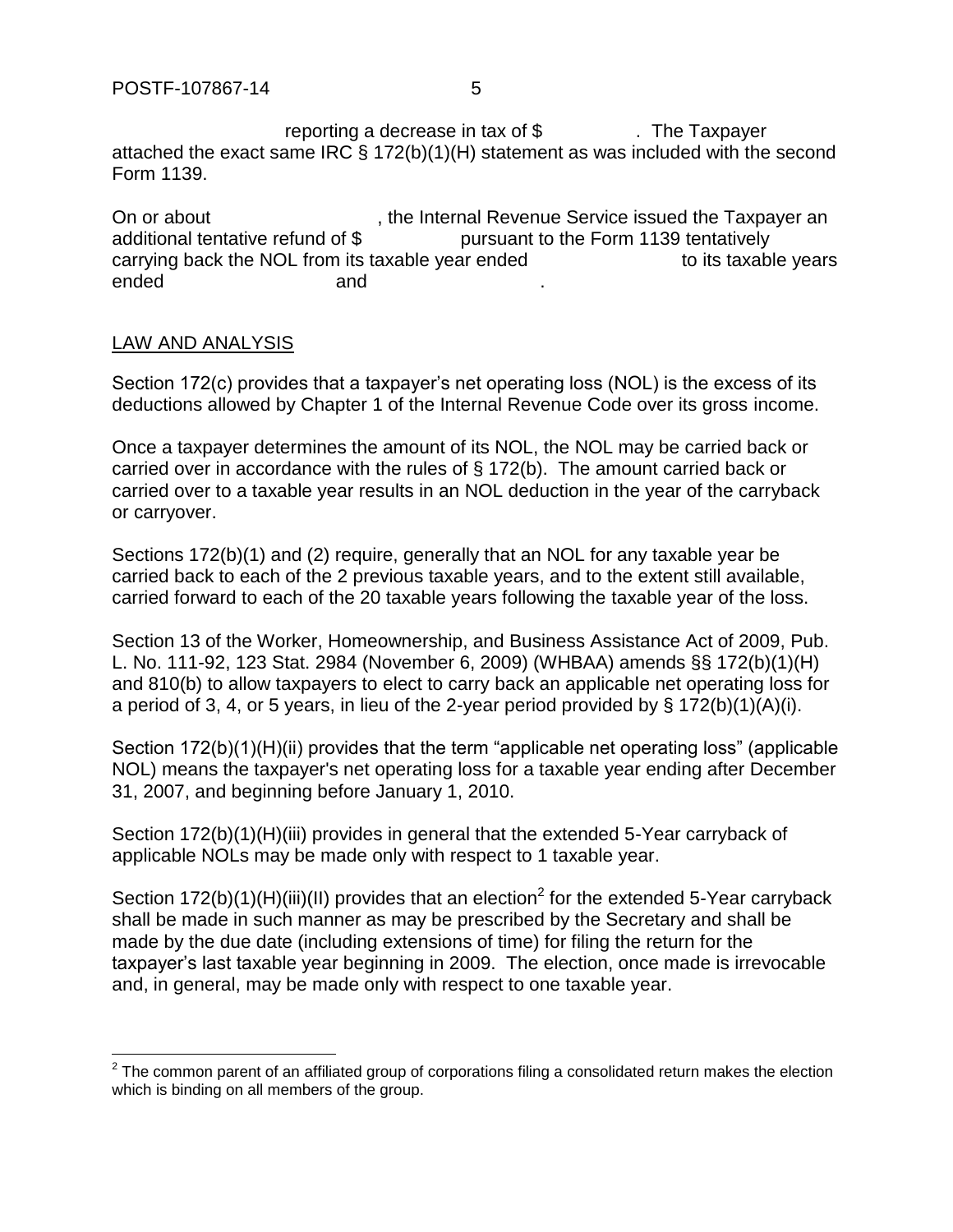reporting a decrease in tax of $ . The Taxpayer attached the exact same IRC § 172(b)(1)(H) statement as was included with the second Form 1139.

On or about , the Internal Revenue Service issued the Taxpayer an additional tentative refund of $ pursuant to the Form 1139 tentatively carrying back the NOL from its taxable year ended to its taxable years ended and .

## LAW AND ANALYSIS

Section 172(c) provides that a taxpayer's net operating loss (NOL) is the excess of its deductions allowed by Chapter 1 of the Internal Revenue Code over its gross income.

Once a taxpayer determines the amount of its NOL, the NOL may be carried back or carried over in accordance with the rules of § 172(b). The amount carried back or carried over to a taxable year results in an NOL deduction in the year of the carryback or carryover.

Sections 172(b)(1) and (2) require, generally that an NOL for any taxable year be carried back to each of the 2 previous taxable years, and to the extent still available, carried forward to each of the 20 taxable years following the taxable year of the loss.

Section 13 of the Worker, Homeownership, and Business Assistance Act of 2009, Pub. L. No. 111-92, 123 Stat. 2984 (November 6, 2009) (WHBAA) amends §§ 172(b)(1)(H) and 810(b) to allow taxpayers to elect to carry back an applicable net operating loss for a period of 3, 4, or 5 years, in lieu of the 2-year period provided by § 172(b)(1)(A)(i).

Section 172(b)(1)(H)(ii) provides that the term "applicable net operating loss" (applicable NOL) means the taxpayer's net operating loss for a taxable year ending after December 31, 2007, and beginning before January 1, 2010.

Section 172(b)(1)(H)(iii) provides in general that the extended 5-Year carryback of applicable NOLs may be made only with respect to 1 taxable year.

Section 172(b)(1)(H)(iii)(II) provides that an election[2] for the extended 5-Year carryback shall be made in such manner as may be prescribed by the Secretary and shall be made by the due date (including extensions of time) for filing the return for the taxpayer's last taxable year beginning in 2009. The election, once made is irrevocable and, in general, may be made only with respect to one taxable year.

---

[2] The common parent of an affiliated group of corporations filing a consolidated return makes the election which is binding on all members of the group.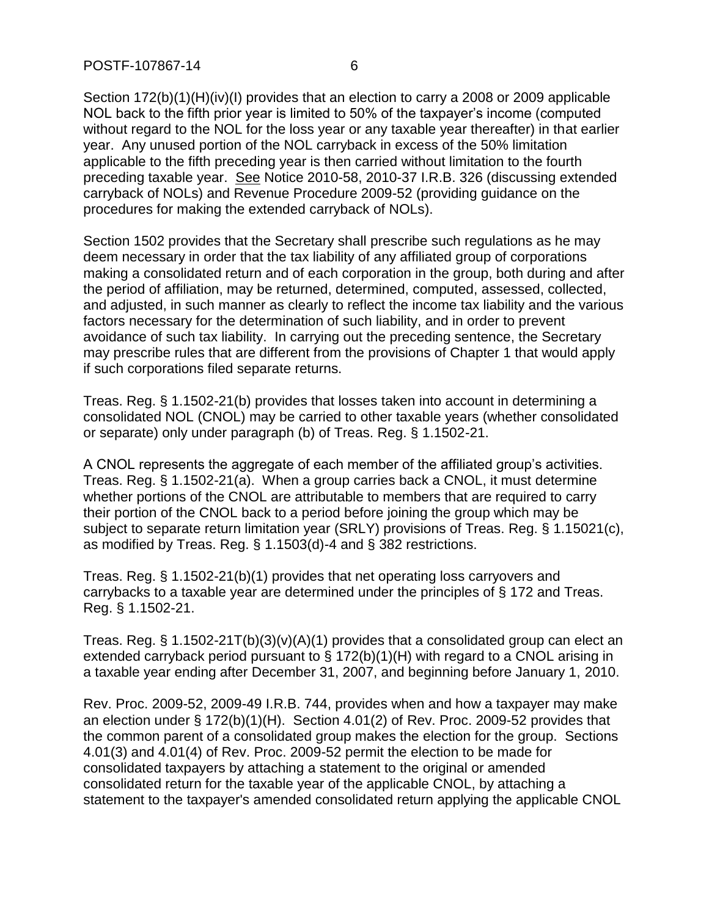Section 172(b)(1)(H)(iv)(I) provides that an election to carry a 2008 or 2009 applicable NOL back to the fifth prior year is limited to 50% of the taxpayer's income (computed without regard to the NOL for the loss year or any taxable year thereafter) in that earlier year. Any unused portion of the NOL carryback in excess of the 50% limitation applicable to the fifth preceding year is then carried without limitation to the fourth preceding taxable year. See Notice 2010-58, 2010-37 I.R.B. 326 (discussing extended carryback of NOLs) and Revenue Procedure 2009-52 (providing guidance on the procedures for making the extended carryback of NOLs).

Section 1502 provides that the Secretary shall prescribe such regulations as he may deem necessary in order that the tax liability of any affiliated group of corporations making a consolidated return and of each corporation in the group, both during and after the period of affiliation, may be returned, determined, computed, assessed, collected, and adjusted, in such manner as clearly to reflect the income tax liability and the various factors necessary for the determination of such liability, and in order to prevent avoidance of such tax liability. In carrying out the preceding sentence, the Secretary may prescribe rules that are different from the provisions of Chapter 1 that would apply if such corporations filed separate returns.

Treas. Reg. § 1.1502-21(b) provides that losses taken into account in determining a consolidated NOL (CNOL) may be carried to other taxable years (whether consolidated or separate) only under paragraph (b) of Treas. Reg. § 1.1502-21.

A CNOL represents the aggregate of each member of the affiliated group's activities. Treas. Reg. § 1.1502-21(a). When a group carries back a CNOL, it must determine whether portions of the CNOL are attributable to members that are required to carry their portion of the CNOL back to a period before joining the group which may be subject to separate return limitation year (SRLY) provisions of Treas. Reg. § 1.15021(c), as modified by Treas. Reg. § 1.1503(d)-4 and § 382 restrictions.

Treas. Reg. § 1.1502-21(b)(1) provides that net operating loss carryovers and carrybacks to a taxable year are determined under the principles of § 172 and Treas. Reg. § 1.1502-21.

Treas. Reg. § 1.1502-21T(b)(3)(v)(A)(1) provides that a consolidated group can elect an extended carryback period pursuant to § 172(b)(1)(H) with regard to a CNOL arising in a taxable year ending after December 31, 2007, and beginning before January 1, 2010.

Rev. Proc. 2009-52, 2009-49 I.R.B. 744, provides when and how a taxpayer may make an election under § 172(b)(1)(H). Section 4.01(2) of Rev. Proc. 2009-52 provides that the common parent of a consolidated group makes the election for the group. Sections 4.01(3) and 4.01(4) of Rev. Proc. 2009-52 permit the election to be made for consolidated taxpayers by attaching a statement to the original or amended consolidated return for the taxable year of the applicable CNOL, by attaching a statement to the taxpayer's amended consolidated return applying the applicable CNOL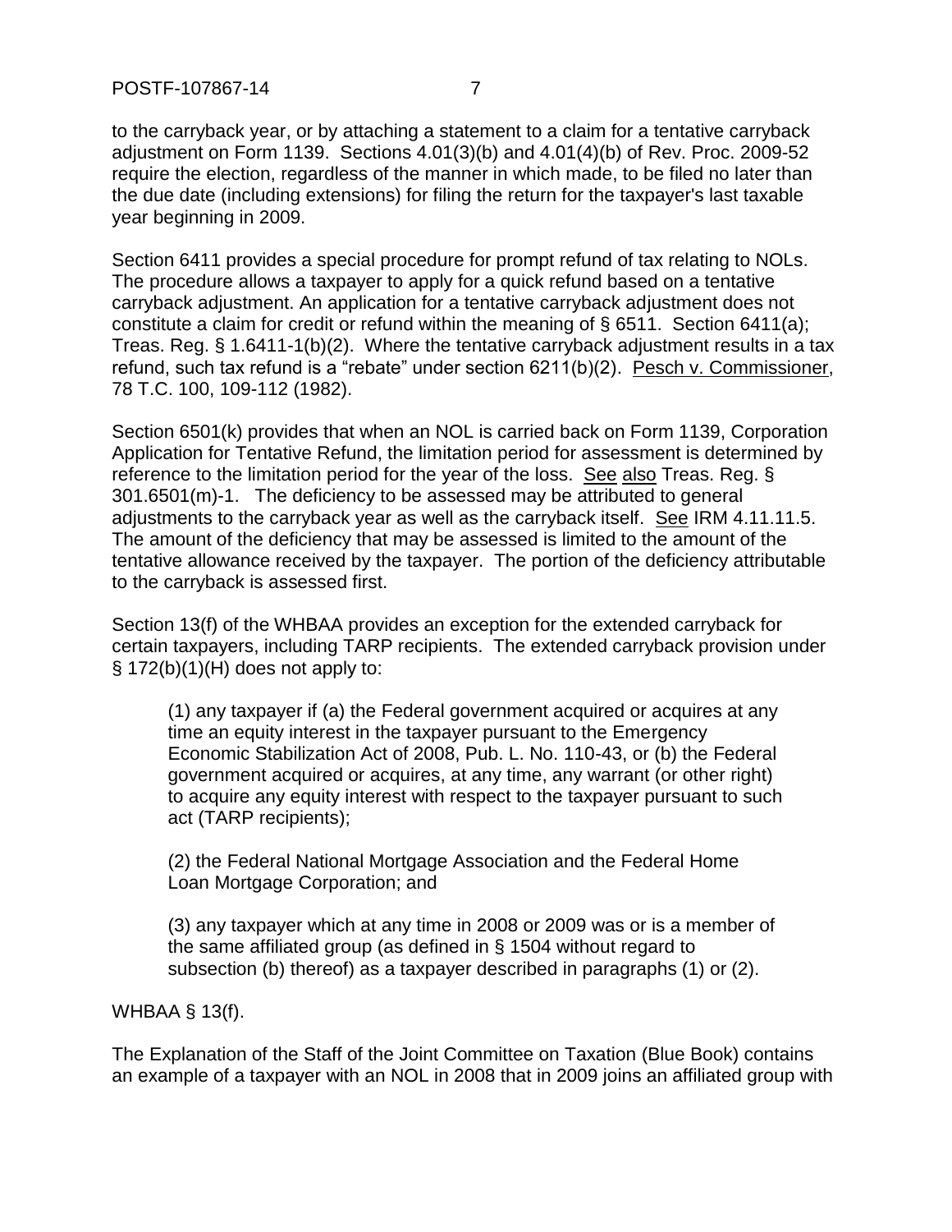to the carryback year, or by attaching a statement to a claim for a tentative carryback adjustment on Form 1139. Sections 4.01(3)(b) and 4.01(4)(b) of Rev. Proc. 2009-52 require the election, regardless of the manner in which made, to be filed no later than the due date (including extensions) for filing the return for the taxpayer's last taxable year beginning in 2009.

Section 6411 provides a special procedure for prompt refund of tax relating to NOLs. The procedure allows a taxpayer to apply for a quick refund based on a tentative carryback adjustment. An application for a tentative carryback adjustment does not constitute a claim for credit or refund within the meaning of § 6511. Section 6411(a); Treas. Reg. § 1.6411-1(b)(2). Where the tentative carryback adjustment results in a tax refund, such tax refund is a "rebate" under section 6211(b)(2). Pesch v. Commissioner, 78 T.C. 100, 109-112 (1982).

Section 6501(k) provides that when an NOL is carried back on Form 1139, Corporation Application for Tentative Refund, the limitation period for assessment is determined by reference to the limitation period for the year of the loss. See also Treas. Reg. § 301.6501(m)-1. The deficiency to be assessed may be attributed to general adjustments to the carryback year as well as the carryback itself. See IRM 4.11.11.5. The amount of the deficiency that may be assessed is limited to the amount of the tentative allowance received by the taxpayer. The portion of the deficiency attributable to the carryback is assessed first.

Section 13(f) of the WHBAA provides an exception for the extended carryback for certain taxpayers, including TARP recipients. The extended carryback provision under § 172(b)(1)(H) does not apply to:

> (1) any taxpayer if (a) the Federal government acquired or acquires at any time an equity interest in the taxpayer pursuant to the Emergency Economic Stabilization Act of 2008, Pub. L. No. 110-43, or (b) the Federal government acquired or acquires, at any time, any warrant (or other right) to acquire any equity interest with respect to the taxpayer pursuant to such act (TARP recipients);
>
> (2) the Federal National Mortgage Association and the Federal Home Loan Mortgage Corporation; and
>
> (3) any taxpayer which at any time in 2008 or 2009 was or is a member of the same affiliated group (as defined in § 1504 without regard to subsection (b) thereof) as a taxpayer described in paragraphs (1) or (2).

WHBAA § 13(f).

The Explanation of the Staff of the Joint Committee on Taxation (Blue Book) contains an example of a taxpayer with an NOL in 2008 that in 2009 joins an affiliated group with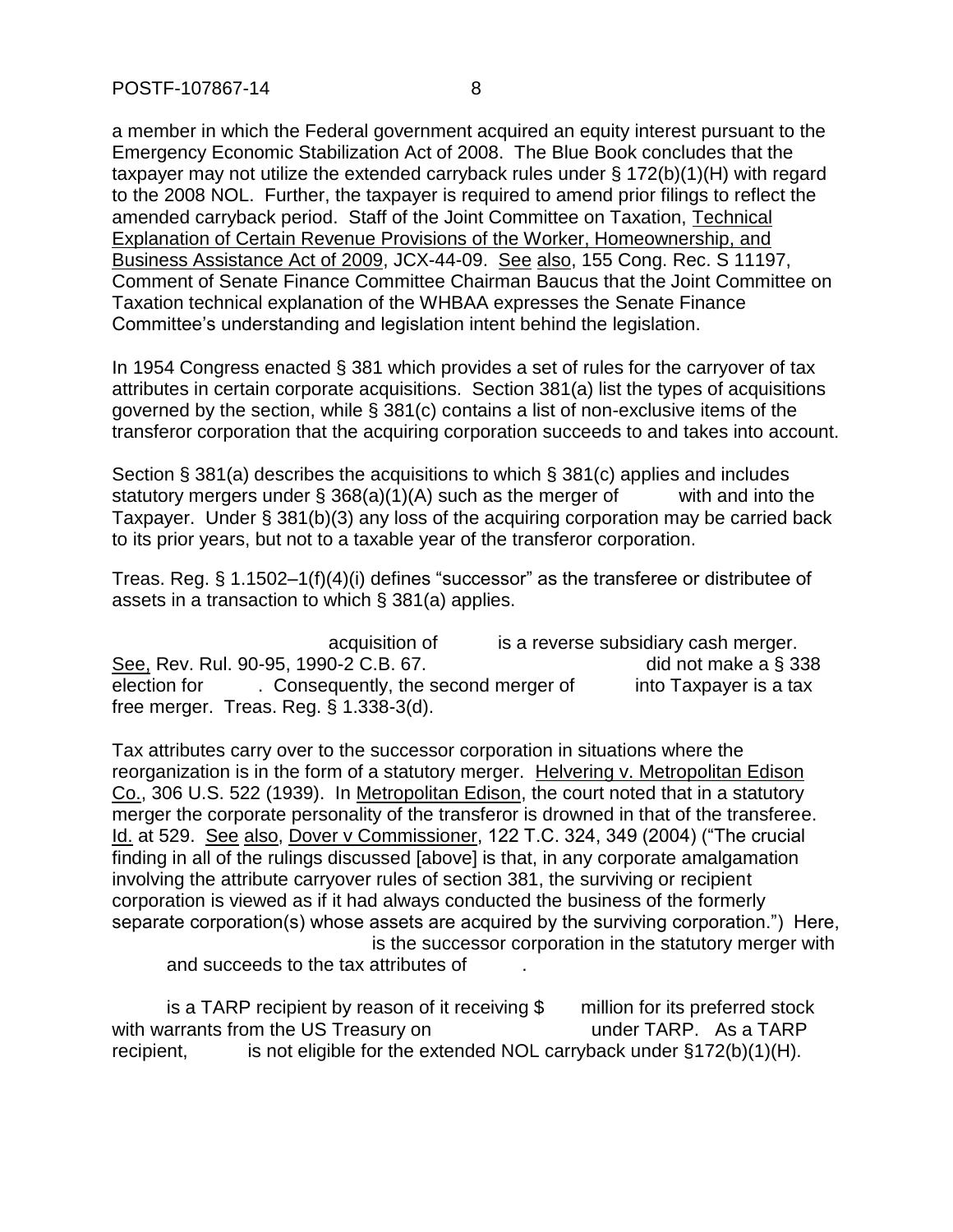a member in which the Federal government acquired an equity interest pursuant to the Emergency Economic Stabilization Act of 2008. The Blue Book concludes that the taxpayer may not utilize the extended carryback rules under § 172(b)(1)(H) with regard to the 2008 NOL. Further, the taxpayer is required to amend prior filings to reflect the amended carryback period. Staff of the Joint Committee on Taxation, Technical Explanation of Certain Revenue Provisions of the Worker, Homeownership, and Business Assistance Act of 2009, JCX-44-09. See also, 155 Cong. Rec. S 11197, Comment of Senate Finance Committee Chairman Baucus that the Joint Committee on Taxation technical explanation of the WHBAA expresses the Senate Finance Committee's understanding and legislation intent behind the legislation.

In 1954 Congress enacted § 381 which provides a set of rules for the carryover of tax attributes in certain corporate acquisitions. Section 381(a) list the types of acquisitions governed by the section, while § 381(c) contains a list of non-exclusive items of the transferor corporation that the acquiring corporation succeeds to and takes into account.

Section § 381(a) describes the acquisitions to which § 381(c) applies and includes statutory mergers under § 368(a)(1)(A) such as the merger of with and into the Taxpayer. Under § 381(b)(3) any loss of the acquiring corporation may be carried back to its prior years, but not to a taxable year of the transferor corporation.

Treas. Reg. § 1.1502–1(f)(4)(i) defines "successor" as the transferee or distributee of assets in a transaction to which § 381(a) applies.

acquisition of is a reverse subsidiary cash merger. See, Rev. Rul. 90-95, 1990-2 C.B. 67. did not make a § 338 election for . Consequently, the second merger of into Taxpayer is a tax free merger. Treas. Reg. § 1.338-3(d).

Tax attributes carry over to the successor corporation in situations where the reorganization is in the form of a statutory merger. Helvering v. Metropolitan Edison Co., 306 U.S. 522 (1939). In Metropolitan Edison, the court noted that in a statutory merger the corporate personality of the transferor is drowned in that of the transferee. Id. at 529. See also, Dover v Commissioner, 122 T.C. 324, 349 (2004) ("The crucial finding in all of the rulings discussed [above] is that, in any corporate amalgamation involving the attribute carryover rules of section 381, the surviving or recipient corporation is viewed as if it had always conducted the business of the formerly separate corporation(s) whose assets are acquired by the surviving corporation.") Here, is the successor corporation in the statutory merger with and succeeds to the tax attributes of .

is a TARP recipient by reason of it receiving $ million for its preferred stock with warrants from the US Treasury on under TARP. As a TARP recipient, is not eligible for the extended NOL carryback under §172(b)(1)(H).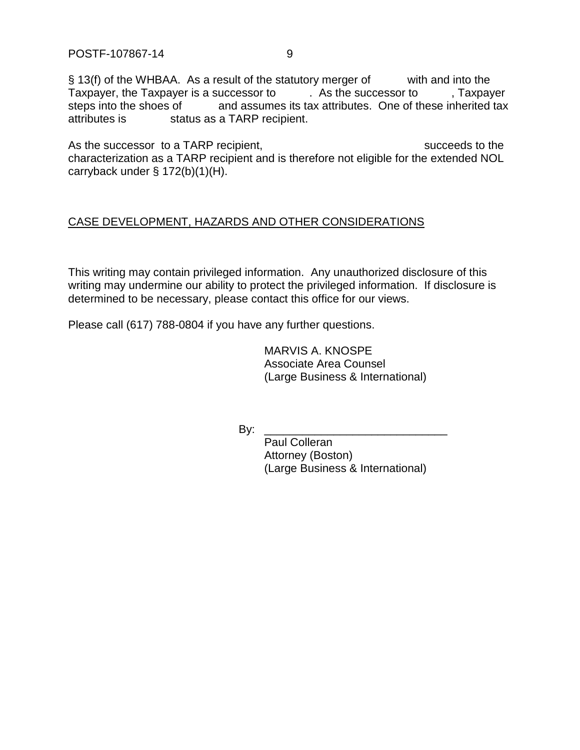§ 13(f) of the WHBAA. As a result of the statutory merger of with and into the Taxpayer, the Taxpayer is a successor to . As the successor to , Taxpayer steps into the shoes of and assumes its tax attributes. One of these inherited tax attributes is status as a TARP recipient.

As the successor to a TARP recipient, succeeds to the characterization as a TARP recipient and is therefore not eligible for the extended NOL carryback under § 172(b)(1)(H).

## CASE DEVELOPMENT, HAZARDS AND OTHER CONSIDERATIONS

This writing may contain privileged information. Any unauthorized disclosure of this writing may undermine our ability to protect the privileged information. If disclosure is determined to be necessary, please contact this office for our views.

Please call (617) 788-0804 if you have any further questions.

MARVIS A. KNOSPE
Associate Area Counsel
(Large Business & International)

By: _____________________________
Paul Colleran
Attorney (Boston)
(Large Business & International)